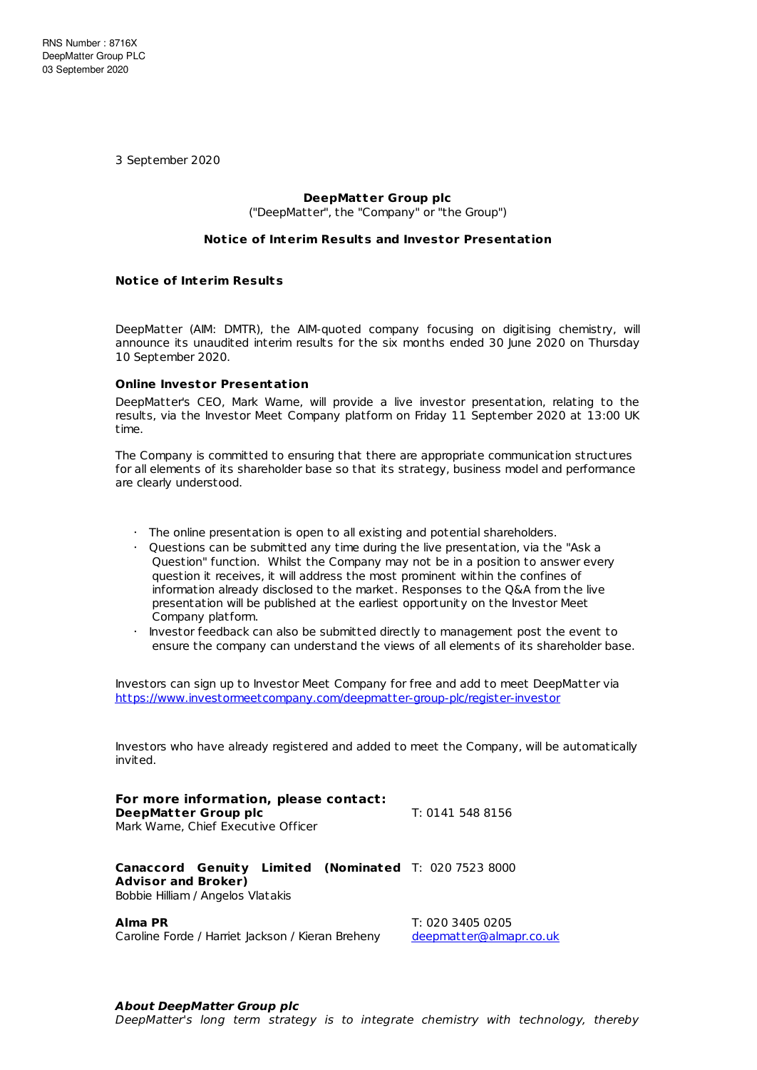RNS Number : 8716X
DeepMatter Group PLC
03 September 2020

3 September 2020

**DeepMatter Group plc**

("DeepMatter", the "Company" or "the Group")

**Notice of Interim Results and Investor Presentation**

**Notice of Interim Results**

DeepMatter (AIM: DMTR), the AIM-quoted company focusing on digitising chemistry, will announce its unaudited interim results for the six months ended 30 June 2020 on Thursday 10 September 2020.

**Online Investor Presentation**

DeepMatter's CEO, Mark Warne, will provide a live investor presentation, relating to the results, via the Investor Meet Company platform on Friday 11 September 2020 at 13:00 UK time.

The Company is committed to ensuring that there are appropriate communication structures for all elements of its shareholder base so that its strategy, business model and performance are clearly understood.

- The online presentation is open to all existing and potential shareholders.
- Questions can be submitted any time during the live presentation, via the "Ask a Question" function. Whilst the Company may not be in a position to answer every question it receives, it will address the most prominent within the confines of information already disclosed to the market. Responses to the Q&A from the live presentation will be published at the earliest opportunity on the Investor Meet Company platform.
- Investor feedback can also be submitted directly to management post the event to ensure the company can understand the views of all elements of its shareholder base.

Investors can sign up to Investor Meet Company for free and add to meet DeepMatter via https://www.investormeetcompany.com/deepmatter-group-plc/register-investor

Investors who have already registered and added to meet the Company, will be automatically invited.

**For more information, please contact:**

| | |
|---|---|
| **DeepMatter Group plc**<br>Mark Warne, Chief Executive Officer | T: 0141 548 8156 |
| **Canaccord Genuity Limited (Nominated Advisor and Broker)**<br>Bobbie Hilliam / Angelos Vlatakis | T: 020 7523 8000 |
| **Alma PR**<br>Caroline Forde / Harriet Jackson / Kieran Breheny | T: 020 3405 0205<br>deepmatter@almapr.co.uk |

***About DeepMatter Group plc***

*DeepMatter's long term strategy is to integrate chemistry with technology, thereby*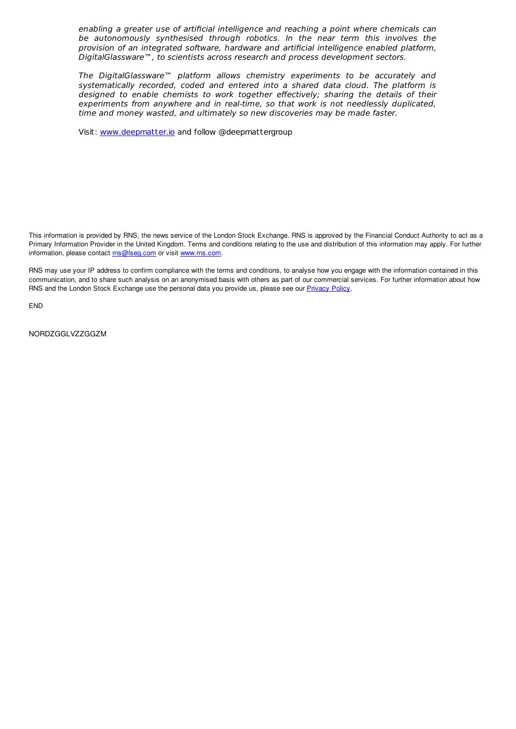*enabling a greater use of artificial intelligence and reaching a point where chemicals can be autonomously synthesised through robotics. In the near term this involves the provision of an integrated software, hardware and artificial intelligence enabled platform, DigitalGlassware™, to scientists across research and process development sectors.*

*The DigitalGlassware™ platform allows chemistry experiments to be accurately and systematically recorded, coded and entered into a shared data cloud. The platform is designed to enable chemists to work together effectively; sharing the details of their experiments from anywhere and in real-time, so that work is not needlessly duplicated, time and money wasted, and ultimately so new discoveries may be made faster.*

Visit: [www.deepmatter.io](http://www.deepmatter.io) and follow @deepmattergroup

This information is provided by RNS, the news service of the London Stock Exchange. RNS is approved by the Financial Conduct Authority to act as a Primary Information Provider in the United Kingdom. Terms and conditions relating to the use and distribution of this information may apply. For further information, please contact [rns@lseg.com](mailto:rns@lseg.com) or visit [www.rns.com](http://www.rns.com).

RNS may use your IP address to confirm compliance with the terms and conditions, to analyse how you engage with the information contained in this communication, and to share such analysis on an anonymised basis with others as part of our commercial services. For further information about how RNS and the London Stock Exchange use the personal data you provide us, please see our Privacy Policy.

END

NORDZGGLVZZGGZM